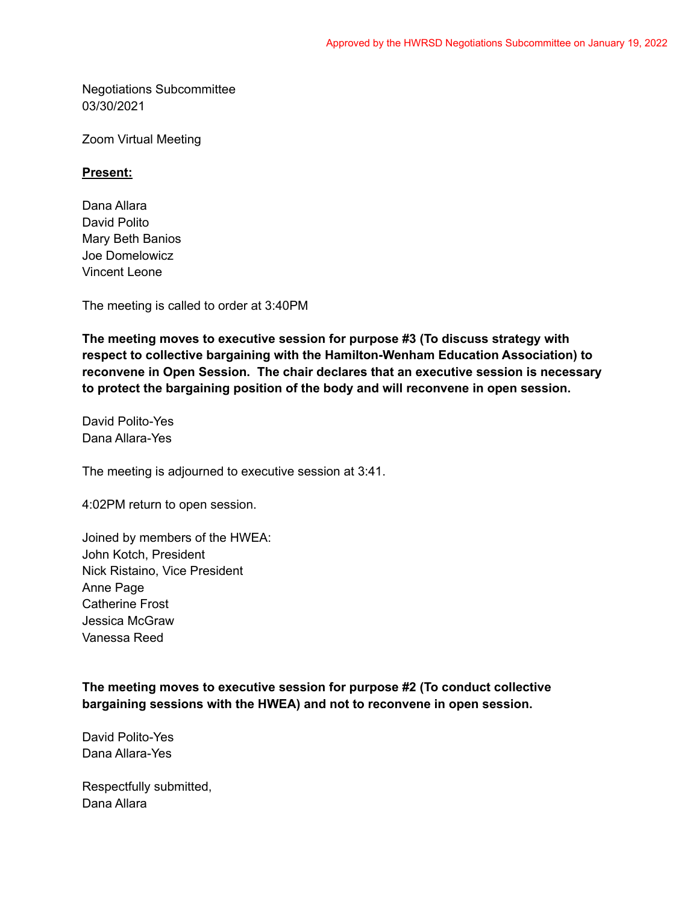Approved by the HWRSD Negotiations Subcommittee on January 19, 2022

Negotiations Subcommittee
03/30/2021

Zoom Virtual Meeting

**Present:**

Dana Allara
David Polito
Mary Beth Banios
Joe Domelowicz
Vincent Leone

The meeting is called to order at 3:40PM

**The meeting moves to executive session for purpose #3 (To discuss strategy with respect to collective bargaining with the Hamilton-Wenham Education Association) to reconvene in Open Session. The chair declares that an executive session is necessary to protect the bargaining position of the body and will reconvene in open session.**

David Polito-Yes
Dana Allara-Yes

The meeting is adjourned to executive session at 3:41.

4:02PM return to open session.

Joined by members of the HWEA:
John Kotch, President
Nick Ristaino, Vice President
Anne Page
Catherine Frost
Jessica McGraw
Vanessa Reed

**The meeting moves to executive session for purpose #2 (To conduct collective bargaining sessions with the HWEA) and not to reconvene in open session.**

David Polito-Yes
Dana Allara-Yes

Respectfully submitted,
Dana Allara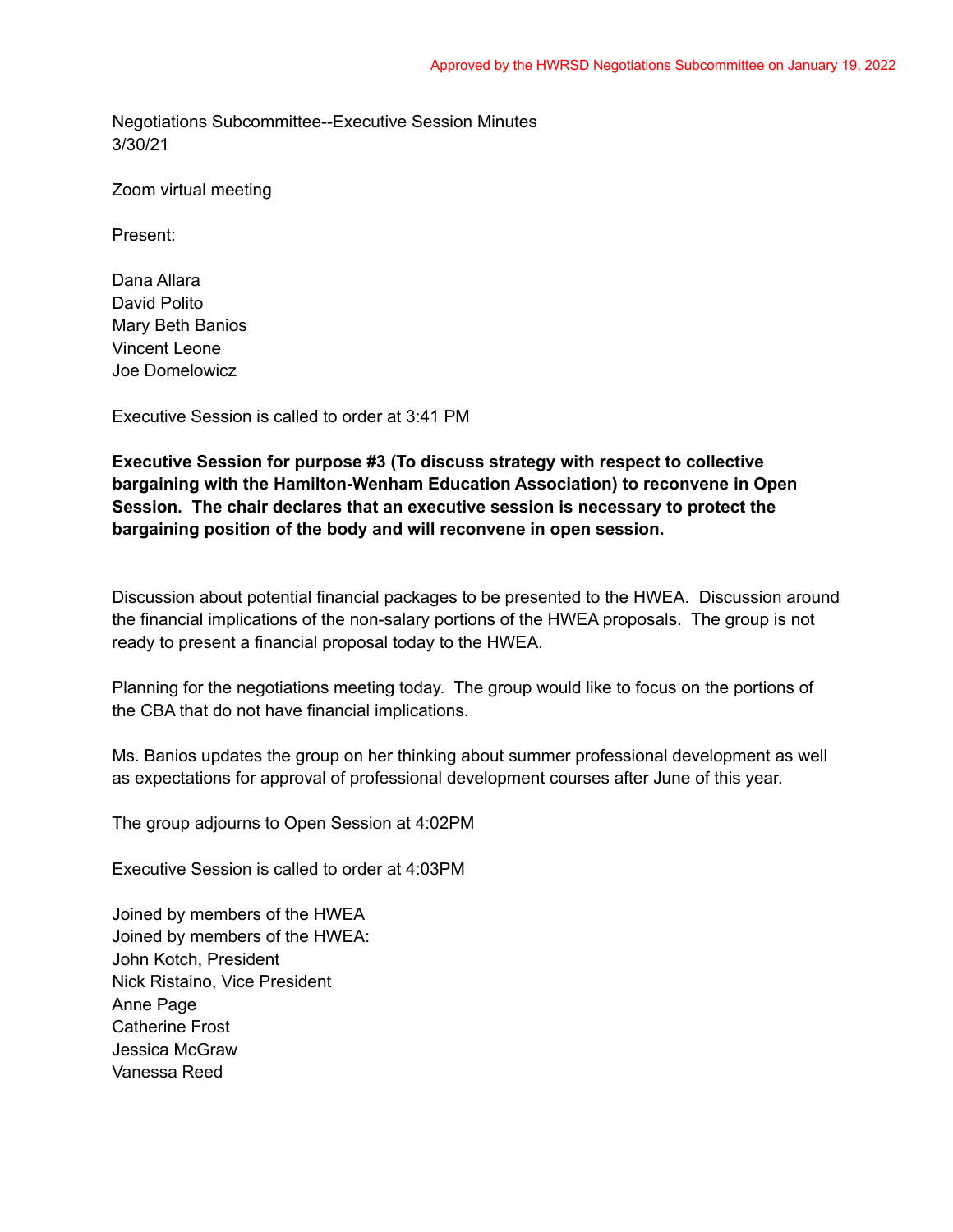Approved by the HWRSD Negotiations Subcommittee on January 19, 2022

Negotiations Subcommittee--Executive Session Minutes
3/30/21

Zoom virtual meeting

Present:

Dana Allara
David Polito
Mary Beth Banios
Vincent Leone
Joe Domelowicz

Executive Session is called to order at 3:41 PM

**Executive Session for purpose #3 (To discuss strategy with respect to collective bargaining with the Hamilton-Wenham Education Association) to reconvene in Open Session. The chair declares that an executive session is necessary to protect the bargaining position of the body and will reconvene in open session.**

Discussion about potential financial packages to be presented to the HWEA. Discussion around the financial implications of the non-salary portions of the HWEA proposals. The group is not ready to present a financial proposal today to the HWEA.

Planning for the negotiations meeting today. The group would like to focus on the portions of the CBA that do not have financial implications.

Ms. Banios updates the group on her thinking about summer professional development as well as expectations for approval of professional development courses after June of this year.

The group adjourns to Open Session at 4:02PM

Executive Session is called to order at 4:03PM

Joined by members of the HWEA
Joined by members of the HWEA:
John Kotch, President
Nick Ristaino, Vice President
Anne Page
Catherine Frost
Jessica McGraw
Vanessa Reed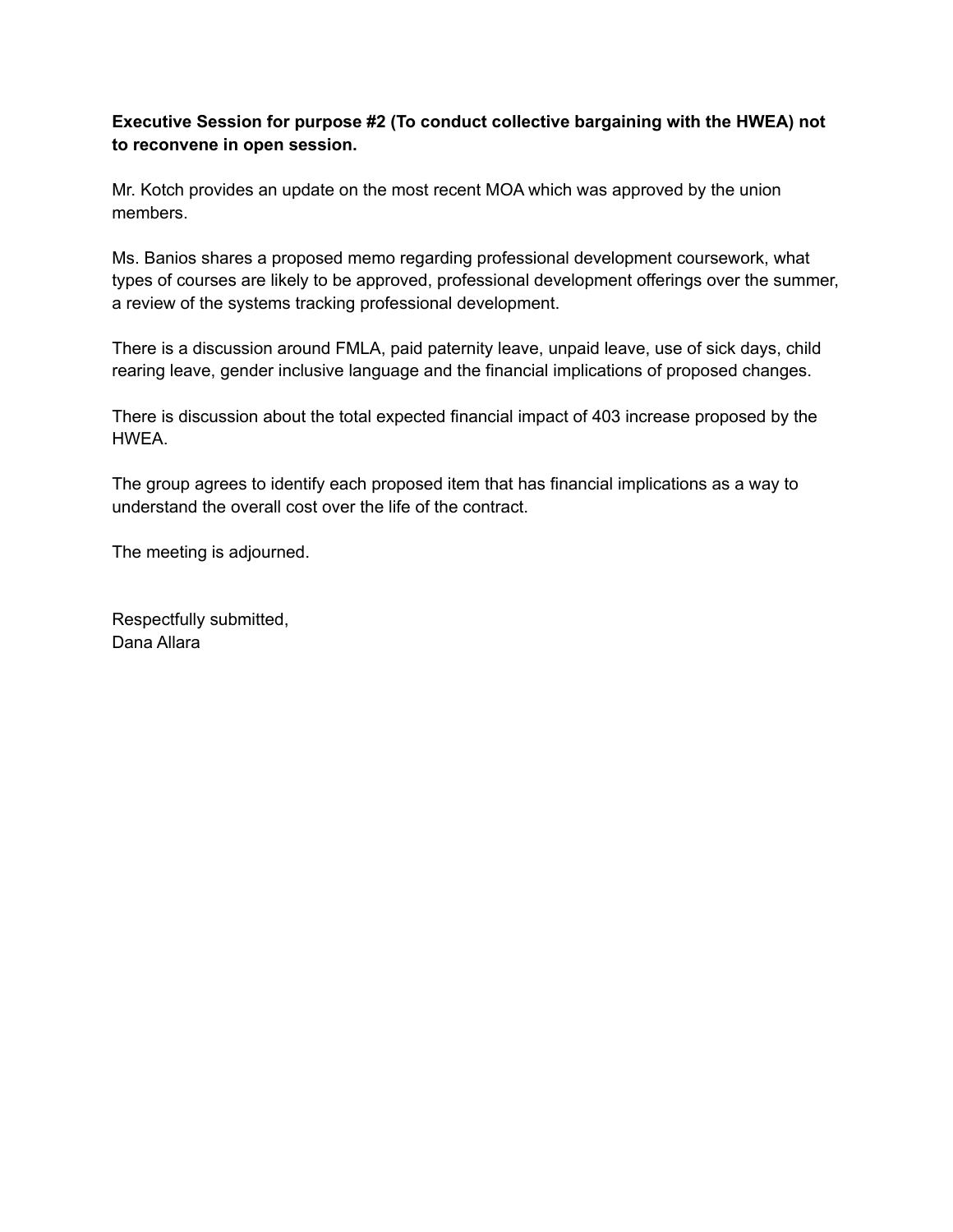**Executive Session for purpose #2 (To conduct collective bargaining with the HWEA) not to reconvene in open session.**

Mr. Kotch provides an update on the most recent MOA which was approved by the union members.

Ms. Banios shares a proposed memo regarding professional development coursework, what types of courses are likely to be approved, professional development offerings over the summer, a review of the systems tracking professional development.

There is a discussion around FMLA, paid paternity leave, unpaid leave, use of sick days, child rearing leave, gender inclusive language and the financial implications of proposed changes.

There is discussion about the total expected financial impact of 403 increase proposed by the HWEA.

The group agrees to identify each proposed item that has financial implications as a way to understand the overall cost over the life of the contract.

The meeting is adjourned.

Respectfully submitted,
Dana Allara